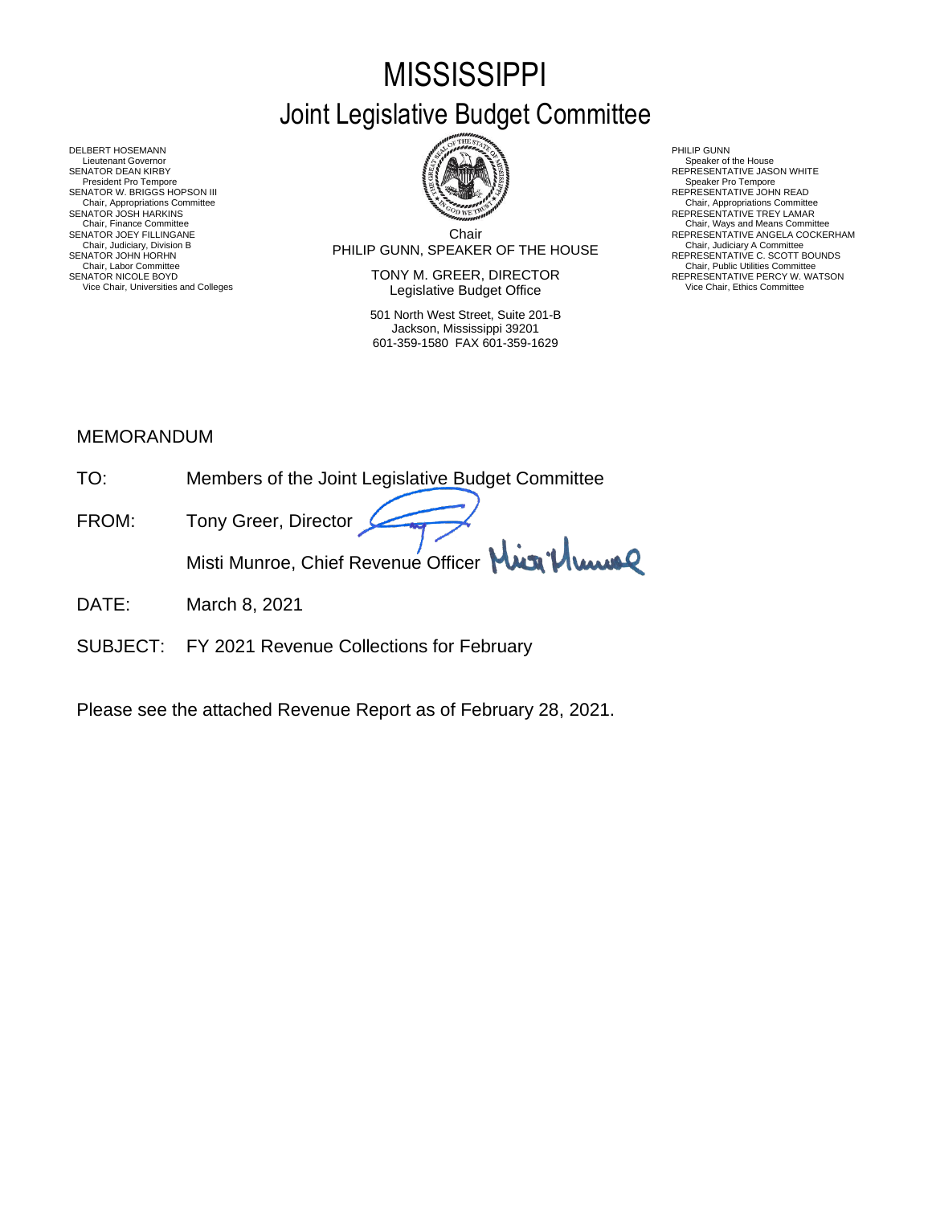# MISSISSIPPI
## Joint Legislative Budget Committee

DELBERT HOSEMANN
Lieutenant Governor
SENATOR DEAN KIRBY
President Pro Tempore
SENATOR W. BRIGGS HOPSON III
Chair, Appropriations Committee
SENATOR JOSH HARKINS
Chair, Finance Committee
SENATOR JOEY FILLINGANE
Chair, Judiciary, Division B
SENATOR JOHN HORHN
Chair, Labor Committee
SENATOR NICOLE BOYD
Vice Chair, Universities and Colleges

Chair
PHILIP GUNN, SPEAKER OF THE HOUSE

TONY M. GREER, DIRECTOR
Legislative Budget Office

501 North West Street, Suite 201-B
Jackson, Mississippi 39201
601-359-1580 FAX 601-359-1629

PHILIP GUNN
Speaker of the House
REPRESENTATIVE JASON WHITE
Speaker Pro Tempore
REPRESENTATIVE JOHN READ
Chair, Appropriations Committee
REPRESENTATIVE TREY LAMAR
Chair, Ways and Means Committee
REPRESENTATIVE ANGELA COCKERHAM
Chair, Judiciary A Committee
REPRESENTATIVE C. SCOTT BOUNDS
Chair, Public Utilities Committee
REPRESENTATIVE PERCY W. WATSON
Vice Chair, Ethics Committee

MEMORANDUM

TO: Members of the Joint Legislative Budget Committee

FROM: Tony Greer, Director

Misti Munroe, Chief Revenue Officer

DATE: March 8, 2021

SUBJECT: FY 2021 Revenue Collections for February

Please see the attached Revenue Report as of February 28, 2021.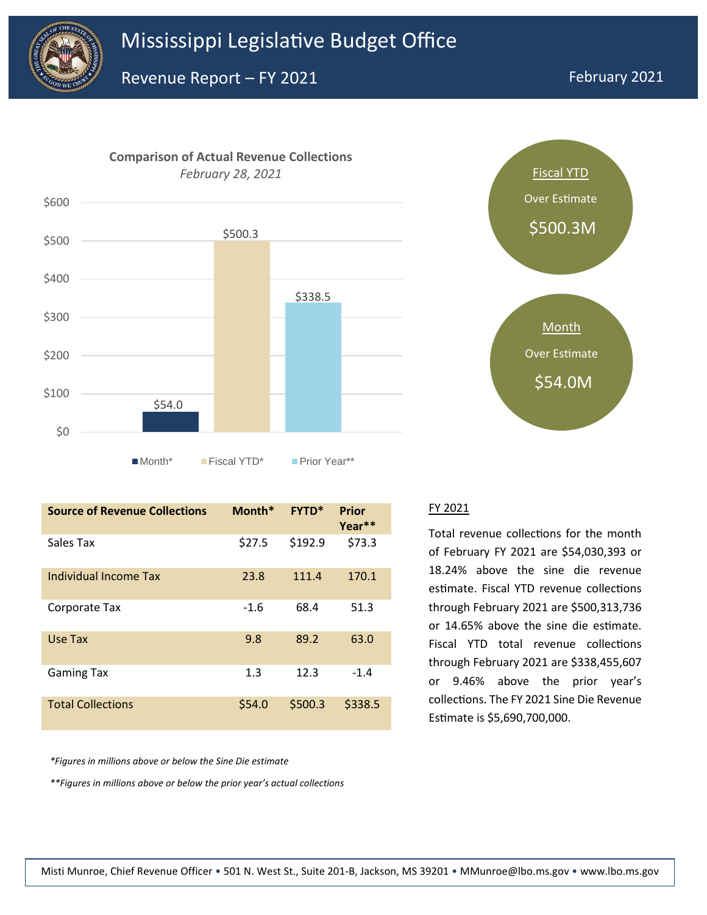# Mississippi Legislative Budget Office

## Revenue Report – FY 2021

February 2021

**Comparison of Actual Revenue Collections**

*February 28, 2021*

| | Month* | Fiscal YTD* | Prior Year** |
|---|---|---|---|
| Amount | $54.0 | $500.3 | $338.5 |

**Fiscal YTD**
Over Estimate
$500.3M

**Month**
Over Estimate
$54.0M

| Source of Revenue Collections | Month* | FYTD* | Prior Year** |
|---|---|---|---|
| Sales Tax | $27.5 | $192.9 | $73.3 |
| Individual Income Tax | 23.8 | 111.4 | 170.1 |
| Corporate Tax | -1.6 | 68.4 | 51.3 |
| Use Tax | 9.8 | 89.2 | 63.0 |
| Gaming Tax | 1.3 | 12.3 | -1.4 |
| Total Collections | $54.0 | $500.3 | $338.5 |

*Figures in millions above or below the Sine Die estimate*

*Figures in millions above or below the prior year's actual collections*

### FY 2021

Total revenue collections for the month of February FY 2021 are $54,030,393 or 18.24% above the sine die revenue estimate. Fiscal YTD revenue collections through February 2021 are $500,313,736 or 14.65% above the sine die estimate. Fiscal YTD total revenue collections through February 2021 are $338,455,607 or 9.46% above the prior year's collections. The FY 2021 Sine Die Revenue Estimate is $5,690,700,000.

Misti Munroe, Chief Revenue Officer • 501 N. West St., Suite 201-B, Jackson, MS 39201 • MMunroe@lbo.ms.gov • www.lbo.ms.gov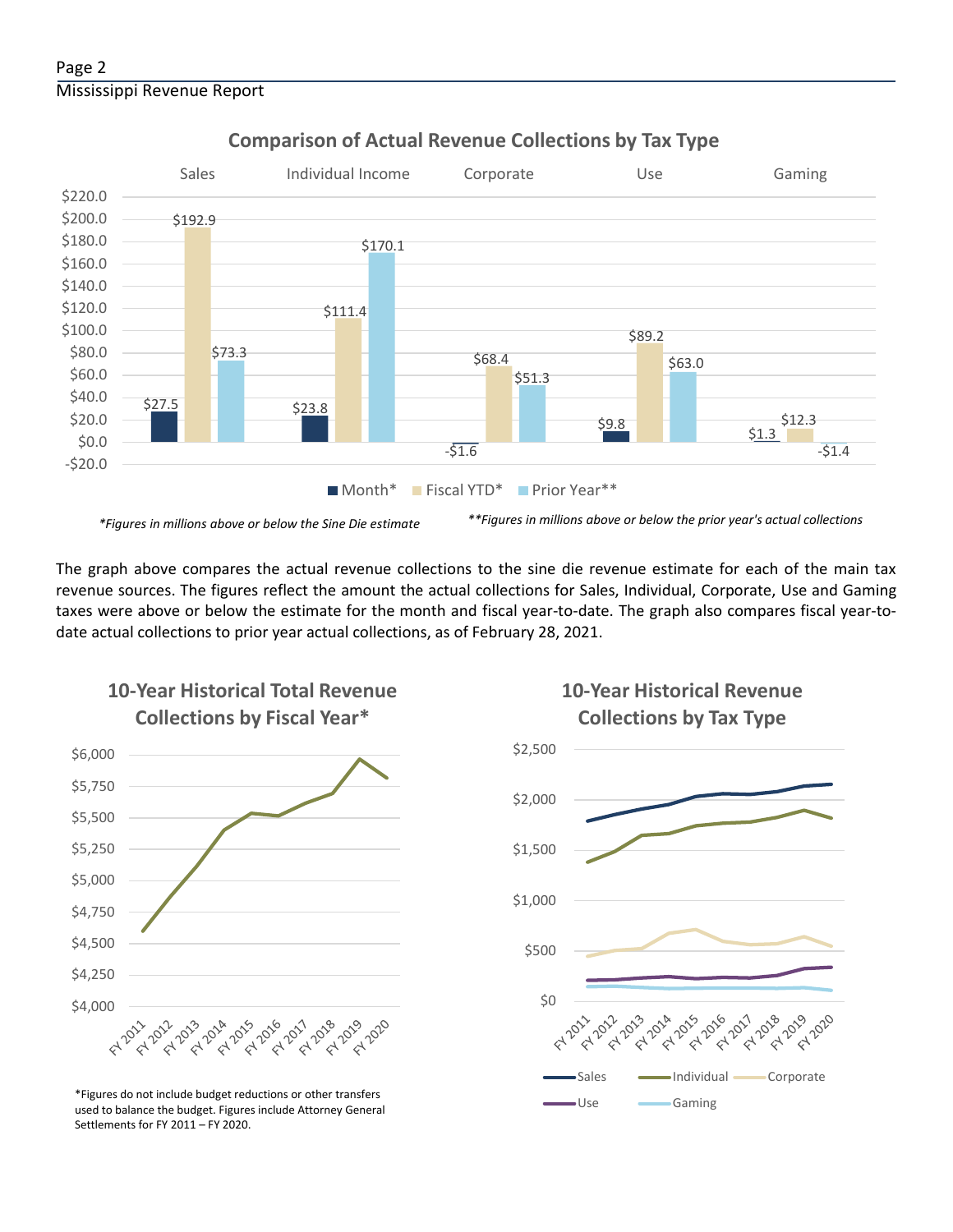## Comparison of Actual Revenue Collections by Tax Type

| | Sales | Individual Income | Corporate | Use | Gaming |
|---|---|---|---|---|---|
| Month* | $27.5 | $23.8 | -$1.6 | $9.8 | $1.3 |
| Fiscal YTD* | $192.9 | $111.4 | $68.4 | $89.2 | $12.3 |
| Prior Year** | $73.3 | $170.1 | $51.3 | $63.0 | -$1.4 |

*Figures in millions above or below the Sine Die estimate

**Figures in millions above or below the prior year's actual collections

The graph above compares the actual revenue collections to the sine die revenue estimate for each of the main tax revenue sources. The figures reflect the amount the actual collections for Sales, Individual, Corporate, Use and Gaming taxes were above or below the estimate for the month and fiscal year-to-date. The graph also compares fiscal year-to-date actual collections to prior year actual collections, as of February 28, 2021.

## 10-Year Historical Total Revenue Collections by Fiscal Year*

*Figures do not include budget reductions or other transfers used to balance the budget. Figures include Attorney General Settlements for FY 2011 – FY 2020.

## 10-Year Historical Revenue Collections by Tax Type

Sales, Individual, Corporate, Use, Gaming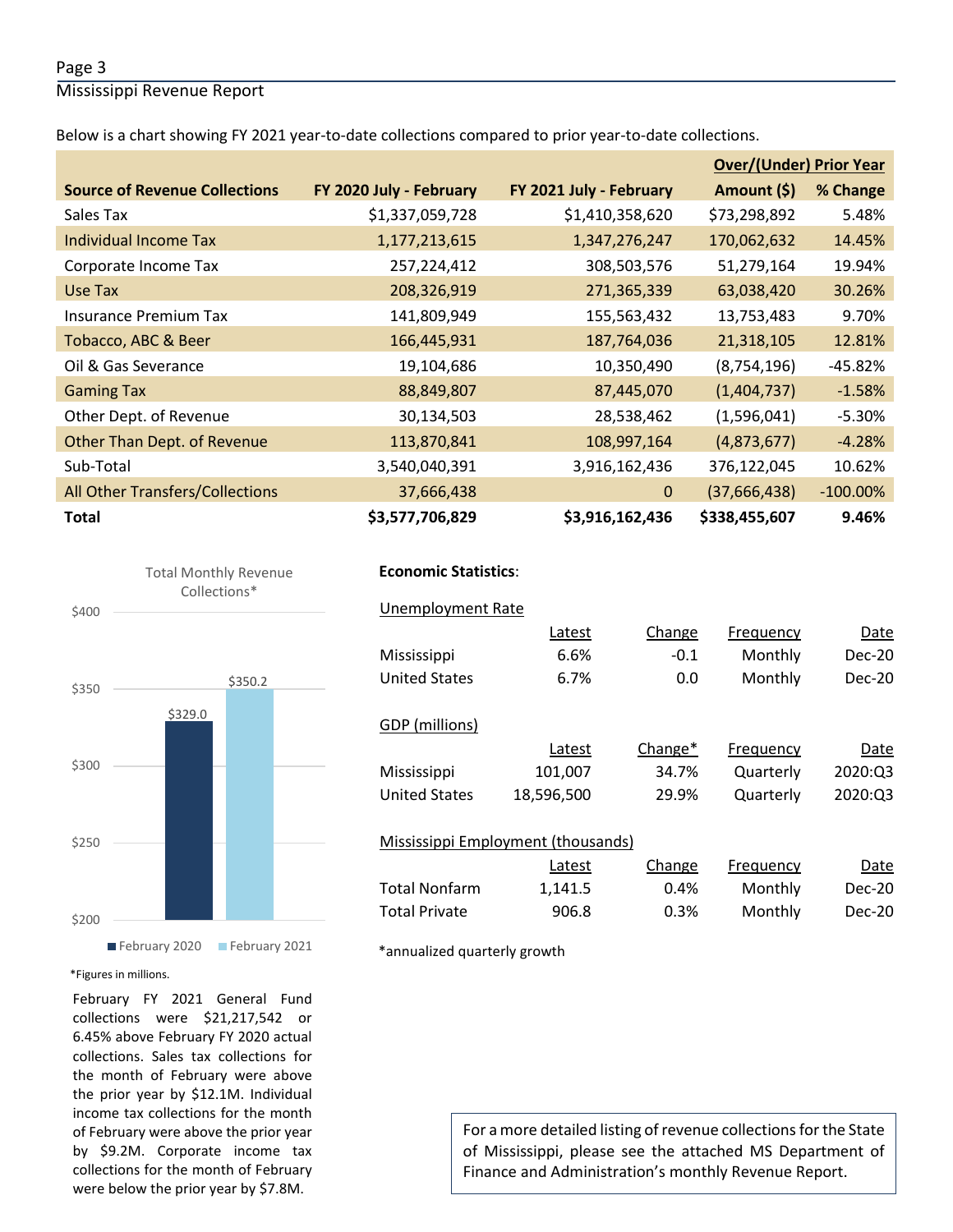Below is a chart showing FY 2021 year-to-date collections compared to prior year-to-date collections.

| Source of Revenue Collections | FY 2020 July - February | FY 2021 July - February | Over/(Under) Prior Year Amount ($) | % Change |
|---|---|---|---|---|
| Sales Tax | $1,337,059,728 | $1,410,358,620 | $73,298,892 | 5.48% |
| Individual Income Tax | 1,177,213,615 | 1,347,276,247 | 170,062,632 | 14.45% |
| Corporate Income Tax | 257,224,412 | 308,503,576 | 51,279,164 | 19.94% |
| Use Tax | 208,326,919 | 271,365,339 | 63,038,420 | 30.26% |
| Insurance Premium Tax | 141,809,949 | 155,563,432 | 13,753,483 | 9.70% |
| Tobacco, ABC & Beer | 166,445,931 | 187,764,036 | 21,318,105 | 12.81% |
| Oil & Gas Severance | 19,104,686 | 10,350,490 | (8,754,196) | -45.82% |
| Gaming Tax | 88,849,807 | 87,445,070 | (1,404,737) | -1.58% |
| Other Dept. of Revenue | 30,134,503 | 28,538,462 | (1,596,041) | -5.30% |
| Other Than Dept. of Revenue | 113,870,841 | 108,997,164 | (4,873,677) | -4.28% |
| Sub-Total | 3,540,040,391 | 3,916,162,436 | 376,122,045 | 10.62% |
| All Other Transfers/Collections | 37,666,438 | 0 | (37,666,438) | -100.00% |
| **Total** | **$3,577,706,829** | **$3,916,162,436** | **$338,455,607** | **9.46%** |

Total Monthly Revenue Collections*

| | February 2020 | February 2021 |
|---|---|---|
| Collections | $329.0 | $350.2 |

*Figures in millions.

February FY 2021 General Fund collections were $21,217,542 or 6.45% above February FY 2020 actual collections. Sales tax collections for the month of February were above the prior year by $12.1M. Individual income tax collections for the month of February were above the prior year by $9.2M. Corporate income tax collections for the month of February were below the prior year by $7.8M.

**Economic Statistics**:

Unemployment Rate

| | Latest | Change | Frequency | Date |
|---|---|---|---|---|
| Mississippi | 6.6% | -0.1 | Monthly | Dec-20 |
| United States | 6.7% | 0.0 | Monthly | Dec-20 |

GDP (millions)

| | Latest | Change* | Frequency | Date |
|---|---|---|---|---|
| Mississippi | 101,007 | 34.7% | Quarterly | 2020:Q3 |
| United States | 18,596,500 | 29.9% | Quarterly | 2020:Q3 |

Mississippi Employment (thousands)

| | Latest | Change | Frequency | Date |
|---|---|---|---|---|
| Total Nonfarm | 1,141.5 | 0.4% | Monthly | Dec-20 |
| Total Private | 906.8 | 0.3% | Monthly | Dec-20 |

*annualized quarterly growth

For a more detailed listing of revenue collections for the State of Mississippi, please see the attached MS Department of Finance and Administration's monthly Revenue Report.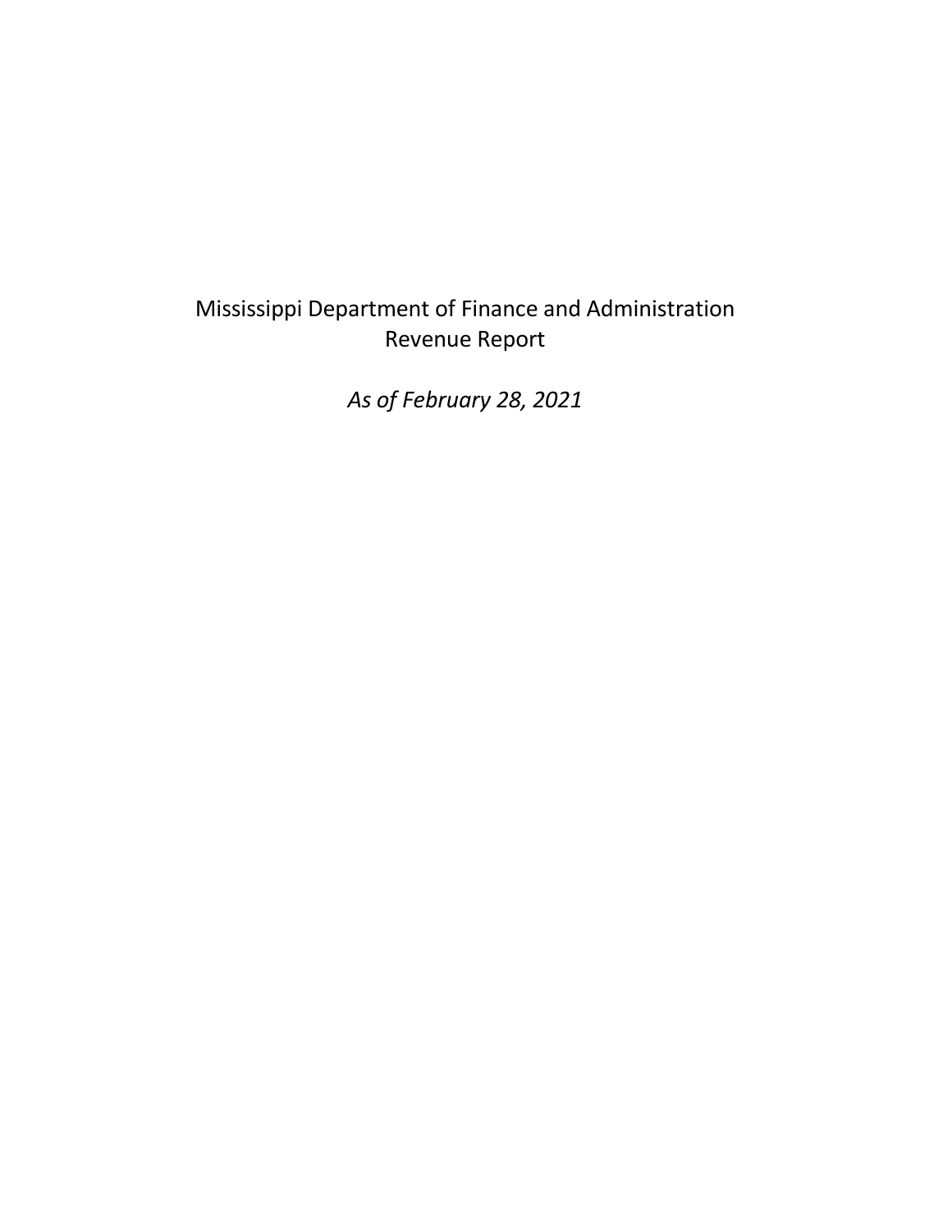# Mississippi Department of Finance and Administration
# Revenue Report

*As of February 28, 2021*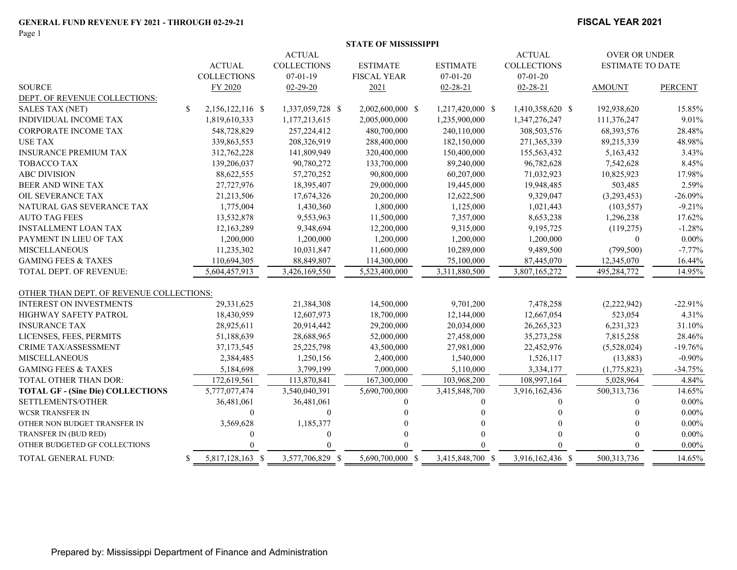**GENERAL FUND REVENUE FY 2021 - THROUGH 02-29-21**

**FISCAL YEAR 2021**

**STATE OF MISSISSIPPI**

| SOURCE | ACTUAL COLLECTIONS FY 2020 | ACTUAL COLLECTIONS 07-01-19 02-29-20 | ESTIMATE FISCAL YEAR 2021 | ESTIMATE 07-01-20 02-28-21 | ACTUAL COLLECTIONS 07-01-20 02-28-21 | OVER OR UNDER ESTIMATE TO DATE AMOUNT | PERCENT |
|---|---|---|---|---|---|---|---|
| DEPT. OF REVENUE COLLECTIONS: | | | | | | | |
| SALES TAX (NET) | $ 2,156,122,116 | $ 1,337,059,728 | $ 2,002,600,000 | $ 1,217,420,000 | $ 1,410,358,620 | $ 192,938,620 | 15.85% |
| INDIVIDUAL INCOME TAX | 1,819,610,333 | 1,177,213,615 | 2,005,000,000 | 1,235,900,000 | 1,347,276,247 | 111,376,247 | 9.01% |
| CORPORATE INCOME TAX | 548,728,829 | 257,224,412 | 480,700,000 | 240,110,000 | 308,503,576 | 68,393,576 | 28.48% |
| USE TAX | 339,863,553 | 208,326,919 | 288,400,000 | 182,150,000 | 271,365,339 | 89,215,339 | 48.98% |
| INSURANCE PREMIUM TAX | 312,762,228 | 141,809,949 | 320,400,000 | 150,400,000 | 155,563,432 | 5,163,432 | 3.43% |
| TOBACCO TAX | 139,206,037 | 90,780,272 | 133,700,000 | 89,240,000 | 96,782,628 | 7,542,628 | 8.45% |
| ABC DIVISION | 88,622,555 | 57,270,252 | 90,800,000 | 60,207,000 | 71,032,923 | 10,825,923 | 17.98% |
| BEER AND WINE TAX | 27,727,976 | 18,395,407 | 29,000,000 | 19,445,000 | 19,948,485 | 503,485 | 2.59% |
| OIL SEVERANCE TAX | 21,213,506 | 17,674,326 | 20,200,000 | 12,622,500 | 9,329,047 | (3,293,453) | -26.09% |
| NATURAL GAS SEVERANCE TAX | 1,775,004 | 1,430,360 | 1,800,000 | 1,125,000 | 1,021,443 | (103,557) | -9.21% |
| AUTO TAG FEES | 13,532,878 | 9,553,963 | 11,500,000 | 7,357,000 | 8,653,238 | 1,296,238 | 17.62% |
| INSTALLMENT LOAN TAX | 12,163,289 | 9,348,694 | 12,200,000 | 9,315,000 | 9,195,725 | (119,275) | -1.28% |
| PAYMENT IN LIEU OF TAX | 1,200,000 | 1,200,000 | 1,200,000 | 1,200,000 | 1,200,000 | 0 | 0.00% |
| MISCELLANEOUS | 11,235,302 | 10,031,847 | 11,600,000 | 10,289,000 | 9,489,500 | (799,500) | -7.77% |
| GAMING FEES & TAXES | 110,694,305 | 88,849,807 | 114,300,000 | 75,100,000 | 87,445,070 | 12,345,070 | 16.44% |
| TOTAL DEPT. OF REVENUE: | 5,604,457,913 | 3,426,169,550 | 5,523,400,000 | 3,311,880,500 | 3,807,165,272 | 495,284,772 | 14.95% |
| OTHER THAN DEPT. OF REVENUE COLLECTIONS: | | | | | | | |
| INTEREST ON INVESTMENTS | 29,331,625 | 21,384,308 | 14,500,000 | 9,701,200 | 7,478,258 | (2,222,942) | -22.91% |
| HIGHWAY SAFETY PATROL | 18,430,959 | 12,607,973 | 18,700,000 | 12,144,000 | 12,667,054 | 523,054 | 4.31% |
| INSURANCE TAX | 28,925,611 | 20,914,442 | 29,200,000 | 20,034,000 | 26,265,323 | 6,231,323 | 31.10% |
| LICENSES, FEES, PERMITS | 51,188,639 | 28,688,965 | 52,000,000 | 27,458,000 | 35,273,258 | 7,815,258 | 28.46% |
| CRIME TAX/ASSESSMENT | 37,173,545 | 25,225,798 | 43,500,000 | 27,981,000 | 22,452,976 | (5,528,024) | -19.76% |
| MISCELLANEOUS | 2,384,485 | 1,250,156 | 2,400,000 | 1,540,000 | 1,526,117 | (13,883) | -0.90% |
| GAMING FEES & TAXES | 5,184,698 | 3,799,199 | 7,000,000 | 5,110,000 | 3,334,177 | (1,775,823) | -34.75% |
| TOTAL OTHER THAN DOR: | 172,619,561 | 113,870,841 | 167,300,000 | 103,968,200 | 108,997,164 | 5,028,964 | 4.84% |
| **TOTAL GF - (Sine Die) COLLECTIONS** | 5,777,077,474 | 3,540,040,391 | 5,690,700,000 | 3,415,848,700 | 3,916,162,436 | 500,313,736 | 14.65% |
| SETTLEMENTS/OTHER | 36,481,061 | 36,481,061 | 0 | 0 | 0 | 0 | 0.00% |
| WCSR TRANSFER IN | 0 | 0 | 0 | 0 | 0 | 0 | 0.00% |
| OTHER NON BUDGET TRANSFER IN | 3,569,628 | 1,185,377 | 0 | 0 | 0 | 0 | 0.00% |
| TRANSFER IN (BUD RED) | 0 | 0 | 0 | 0 | 0 | 0 | 0.00% |
| OTHER BUDGETED GF COLLECTIONS | 0 | 0 | 0 | 0 | 0 | 0 | 0.00% |
| TOTAL GENERAL FUND: | $ 5,817,128,163 | $ 3,577,706,829 | $ 5,690,700,000 | $ 3,415,848,700 | $ 3,916,162,436 | $ 500,313,736 | 14.65% |

Prepared by: Mississippi Department of Finance and Administration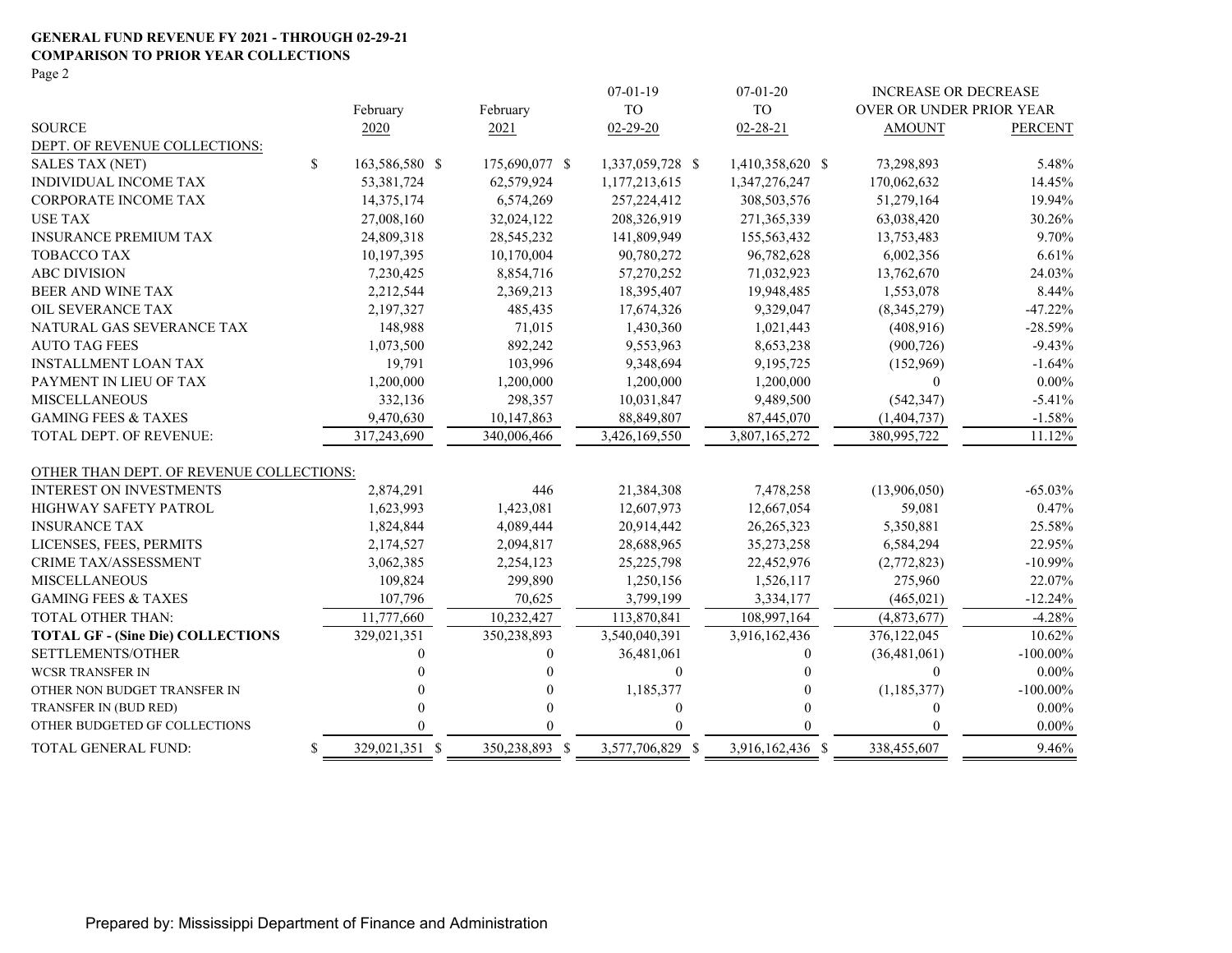**GENERAL FUND REVENUE FY 2021 - THROUGH 02-29-21**
**COMPARISON TO PRIOR YEAR COLLECTIONS**

| SOURCE | February 2020 | February 2021 | 07-01-19 TO 02-29-20 | 07-01-20 TO 02-28-21 | INCREASE OR DECREASE OVER OR UNDER PRIOR YEAR AMOUNT | PERCENT |
|---|---|---|---|---|---|---|
| DEPT. OF REVENUE COLLECTIONS: | | | | | | |
| SALES TAX (NET) | $ 163,586,580 | $ 175,690,077 | $ 1,337,059,728 | $ 1,410,358,620 | $ 73,298,893 | 5.48% |
| INDIVIDUAL INCOME TAX | 53,381,724 | 62,579,924 | 1,177,213,615 | 1,347,276,247 | 170,062,632 | 14.45% |
| CORPORATE INCOME TAX | 14,375,174 | 6,574,269 | 257,224,412 | 308,503,576 | 51,279,164 | 19.94% |
| USE TAX | 27,008,160 | 32,024,122 | 208,326,919 | 271,365,339 | 63,038,420 | 30.26% |
| INSURANCE PREMIUM TAX | 24,809,318 | 28,545,232 | 141,809,949 | 155,563,432 | 13,753,483 | 9.70% |
| TOBACCO TAX | 10,197,395 | 10,170,004 | 90,780,272 | 96,782,628 | 6,002,356 | 6.61% |
| ABC DIVISION | 7,230,425 | 8,854,716 | 57,270,252 | 71,032,923 | 13,762,670 | 24.03% |
| BEER AND WINE TAX | 2,212,544 | 2,369,213 | 18,395,407 | 19,948,485 | 1,553,078 | 8.44% |
| OIL SEVERANCE TAX | 2,197,327 | 485,435 | 17,674,326 | 9,329,047 | (8,345,279) | -47.22% |
| NATURAL GAS SEVERANCE TAX | 148,988 | 71,015 | 1,430,360 | 1,021,443 | (408,916) | -28.59% |
| AUTO TAG FEES | 1,073,500 | 892,242 | 9,553,963 | 8,653,238 | (900,726) | -9.43% |
| INSTALLMENT LOAN TAX | 19,791 | 103,996 | 9,348,694 | 9,195,725 | (152,969) | -1.64% |
| PAYMENT IN LIEU OF TAX | 1,200,000 | 1,200,000 | 1,200,000 | 1,200,000 | 0 | 0.00% |
| MISCELLANEOUS | 332,136 | 298,357 | 10,031,847 | 9,489,500 | (542,347) | -5.41% |
| GAMING FEES & TAXES | 9,470,630 | 10,147,863 | 88,849,807 | 87,445,070 | (1,404,737) | -1.58% |
| TOTAL DEPT. OF REVENUE: | 317,243,690 | 340,006,466 | 3,426,169,550 | 3,807,165,272 | 380,995,722 | 11.12% |
| OTHER THAN DEPT. OF REVENUE COLLECTIONS: | | | | | | |
| INTEREST ON INVESTMENTS | 2,874,291 | 446 | 21,384,308 | 7,478,258 | (13,906,050) | -65.03% |
| HIGHWAY SAFETY PATROL | 1,623,993 | 1,423,081 | 12,607,973 | 12,667,054 | 59,081 | 0.47% |
| INSURANCE TAX | 1,824,844 | 4,089,444 | 20,914,442 | 26,265,323 | 5,350,881 | 25.58% |
| LICENSES, FEES, PERMITS | 2,174,527 | 2,094,817 | 28,688,965 | 35,273,258 | 6,584,294 | 22.95% |
| CRIME TAX/ASSESSMENT | 3,062,385 | 2,254,123 | 25,225,798 | 22,452,976 | (2,772,823) | -10.99% |
| MISCELLANEOUS | 109,824 | 299,890 | 1,250,156 | 1,526,117 | 275,960 | 22.07% |
| GAMING FEES & TAXES | 107,796 | 70,625 | 3,799,199 | 3,334,177 | (465,021) | -12.24% |
| TOTAL OTHER THAN: | 11,777,660 | 10,232,427 | 113,870,841 | 108,997,164 | (4,873,677) | -4.28% |
| **TOTAL GF - (Sine Die) COLLECTIONS** | 329,021,351 | 350,238,893 | 3,540,040,391 | 3,916,162,436 | 376,122,045 | 10.62% |
| SETTLEMENTS/OTHER | 0 | 0 | 36,481,061 | 0 | (36,481,061) | -100.00% |
| WCSR TRANSFER IN | 0 | 0 | 0 | 0 | 0 | 0.00% |
| OTHER NON BUDGET TRANSFER IN | 0 | 0 | 1,185,377 | 0 | (1,185,377) | -100.00% |
| TRANSFER IN (BUD RED) | 0 | 0 | 0 | 0 | 0 | 0.00% |
| OTHER BUDGETED GF COLLECTIONS | 0 | 0 | 0 | 0 | 0 | 0.00% |
| TOTAL GENERAL FUND: | $ 329,021,351 | $ 350,238,893 | $ 3,577,706,829 | $ 3,916,162,436 | $ 338,455,607 | 9.46% |

Prepared by: Mississippi Department of Finance and Administration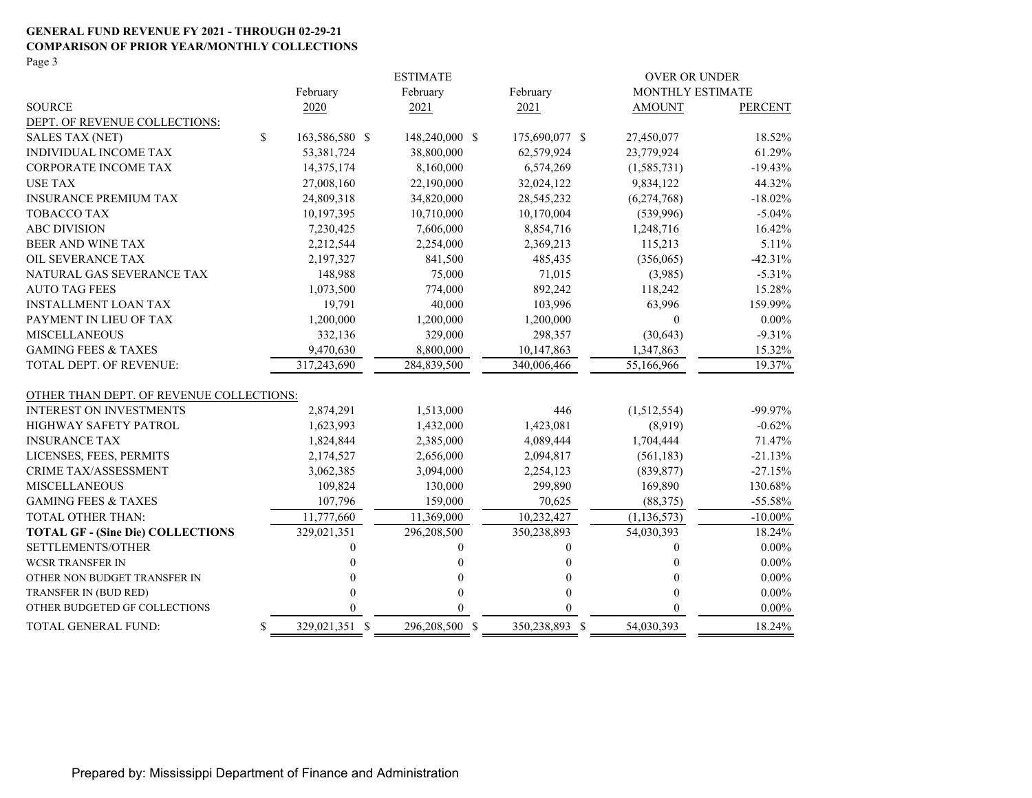**GENERAL FUND REVENUE FY 2021 - THROUGH 02-29-21**
**COMPARISON OF PRIOR YEAR/MONTHLY COLLECTIONS**
Page 3

| SOURCE | February 2020 | ESTIMATE February 2021 | February 2021 | OVER OR UNDER MONTHLY ESTIMATE AMOUNT | PERCENT |
|---|---|---|---|---|---|
| DEPT. OF REVENUE COLLECTIONS: | | | | | |
| SALES TAX (NET) | $ 163,586,580 | $ 148,240,000 | $ 175,690,077 | $ 27,450,077 | 18.52% |
| INDIVIDUAL INCOME TAX | 53,381,724 | 38,800,000 | 62,579,924 | 23,779,924 | 61.29% |
| CORPORATE INCOME TAX | 14,375,174 | 8,160,000 | 6,574,269 | (1,585,731) | -19.43% |
| USE TAX | 27,008,160 | 22,190,000 | 32,024,122 | 9,834,122 | 44.32% |
| INSURANCE PREMIUM TAX | 24,809,318 | 34,820,000 | 28,545,232 | (6,274,768) | -18.02% |
| TOBACCO TAX | 10,197,395 | 10,710,000 | 10,170,004 | (539,996) | -5.04% |
| ABC DIVISION | 7,230,425 | 7,606,000 | 8,854,716 | 1,248,716 | 16.42% |
| BEER AND WINE TAX | 2,212,544 | 2,254,000 | 2,369,213 | 115,213 | 5.11% |
| OIL SEVERANCE TAX | 2,197,327 | 841,500 | 485,435 | (356,065) | -42.31% |
| NATURAL GAS SEVERANCE TAX | 148,988 | 75,000 | 71,015 | (3,985) | -5.31% |
| AUTO TAG FEES | 1,073,500 | 774,000 | 892,242 | 118,242 | 15.28% |
| INSTALLMENT LOAN TAX | 19,791 | 40,000 | 103,996 | 63,996 | 159.99% |
| PAYMENT IN LIEU OF TAX | 1,200,000 | 1,200,000 | 1,200,000 | 0 | 0.00% |
| MISCELLANEOUS | 332,136 | 329,000 | 298,357 | (30,643) | -9.31% |
| GAMING FEES & TAXES | 9,470,630 | 8,800,000 | 10,147,863 | 1,347,863 | 15.32% |
| TOTAL DEPT. OF REVENUE: | 317,243,690 | 284,839,500 | 340,006,466 | 55,166,966 | 19.37% |
| OTHER THAN DEPT. OF REVENUE COLLECTIONS: | | | | | |
| INTEREST ON INVESTMENTS | 2,874,291 | 1,513,000 | 446 | (1,512,554) | -99.97% |
| HIGHWAY SAFETY PATROL | 1,623,993 | 1,432,000 | 1,423,081 | (8,919) | -0.62% |
| INSURANCE TAX | 1,824,844 | 2,385,000 | 4,089,444 | 1,704,444 | 71.47% |
| LICENSES, FEES, PERMITS | 2,174,527 | 2,656,000 | 2,094,817 | (561,183) | -21.13% |
| CRIME TAX/ASSESSMENT | 3,062,385 | 3,094,000 | 2,254,123 | (839,877) | -27.15% |
| MISCELLANEOUS | 109,824 | 130,000 | 299,890 | 169,890 | 130.68% |
| GAMING FEES & TAXES | 107,796 | 159,000 | 70,625 | (88,375) | -55.58% |
| TOTAL OTHER THAN: | 11,777,660 | 11,369,000 | 10,232,427 | (1,136,573) | -10.00% |
| **TOTAL GF - (Sine Die) COLLECTIONS** | 329,021,351 | 296,208,500 | 350,238,893 | 54,030,393 | 18.24% |
| SETTLEMENTS/OTHER | 0 | 0 | 0 | 0 | 0.00% |
| WCSR TRANSFER IN | 0 | 0 | 0 | 0 | 0.00% |
| OTHER NON BUDGET TRANSFER IN | 0 | 0 | 0 | 0 | 0.00% |
| TRANSFER IN (BUD RED) | 0 | 0 | 0 | 0 | 0.00% |
| OTHER BUDGETED GF COLLECTIONS | 0 | 0 | 0 | 0 | 0.00% |
| TOTAL GENERAL FUND: | $ 329,021,351 | $ 296,208,500 | $ 350,238,893 | $ 54,030,393 | 18.24% |

Prepared by: Mississippi Department of Finance and Administration